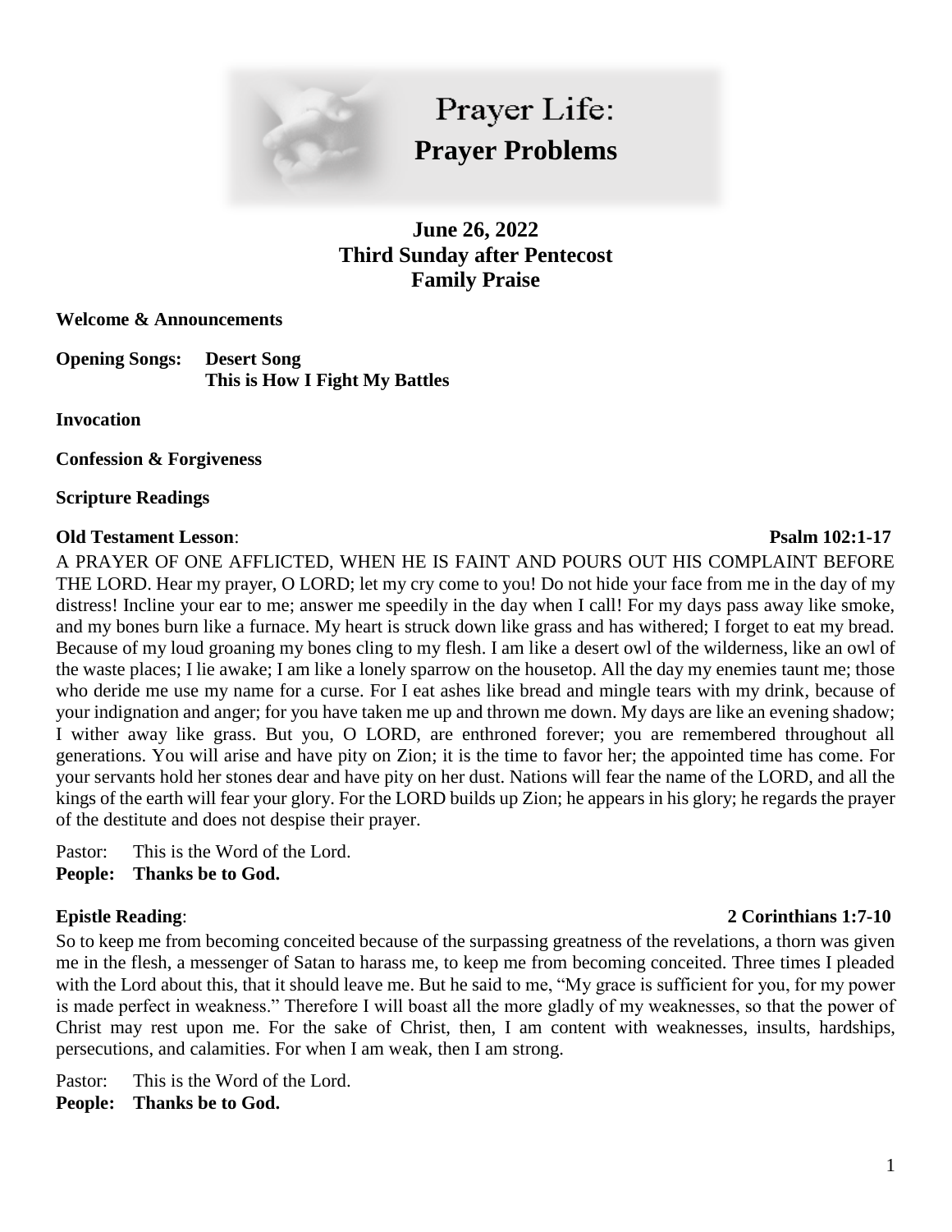# Prayer Life:
# Prayer Problems

**June 26, 2022**
**Third Sunday after Pentecost**
**Family Praise**

**Welcome & Announcements**

**Opening Songs:** **Desert Song**
**This is How I Fight My Battles**

**Invocation**

**Confession & Forgiveness**

**Scripture Readings**

**Old Testament Lesson**: **Psalm 102:1-17**

A PRAYER OF ONE AFFLICTED, WHEN HE IS FAINT AND POURS OUT HIS COMPLAINT BEFORE THE LORD. Hear my prayer, O LORD; let my cry come to you! Do not hide your face from me in the day of my distress! Incline your ear to me; answer me speedily in the day when I call! For my days pass away like smoke, and my bones burn like a furnace. My heart is struck down like grass and has withered; I forget to eat my bread. Because of my loud groaning my bones cling to my flesh. I am like a desert owl of the wilderness, like an owl of the waste places; I lie awake; I am like a lonely sparrow on the housetop. All the day my enemies taunt me; those who deride me use my name for a curse. For I eat ashes like bread and mingle tears with my drink, because of your indignation and anger; for you have taken me up and thrown me down. My days are like an evening shadow; I wither away like grass. But you, O LORD, are enthroned forever; you are remembered throughout all generations. You will arise and have pity on Zion; it is the time to favor her; the appointed time has come. For your servants hold her stones dear and have pity on her dust. Nations will fear the name of the LORD, and all the kings of the earth will fear your glory. For the LORD builds up Zion; he appears in his glory; he regards the prayer of the destitute and does not despise their prayer.

Pastor: This is the Word of the Lord.
**People: Thanks be to God.**

**Epistle Reading**: **2 Corinthians 1:7-10**

So to keep me from becoming conceited because of the surpassing greatness of the revelations, a thorn was given me in the flesh, a messenger of Satan to harass me, to keep me from becoming conceited. Three times I pleaded with the Lord about this, that it should leave me. But he said to me, "My grace is sufficient for you, for my power is made perfect in weakness." Therefore I will boast all the more gladly of my weaknesses, so that the power of Christ may rest upon me. For the sake of Christ, then, I am content with weaknesses, insults, hardships, persecutions, and calamities. For when I am weak, then I am strong.

Pastor: This is the Word of the Lord.
**People: Thanks be to God.**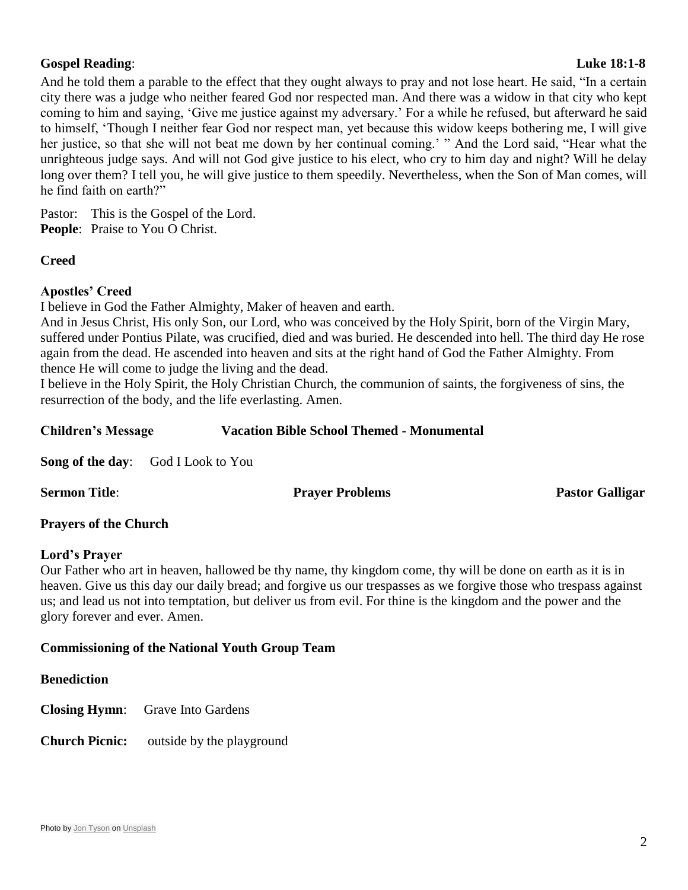**Gospel Reading**: **Luke 18:1-8**

And he told them a parable to the effect that they ought always to pray and not lose heart. He said, "In a certain city there was a judge who neither feared God nor respected man. And there was a widow in that city who kept coming to him and saying, 'Give me justice against my adversary.' For a while he refused, but afterward he said to himself, 'Though I neither fear God nor respect man, yet because this widow keeps bothering me, I will give her justice, so that she will not beat me down by her continual coming.' " And the Lord said, "Hear what the unrighteous judge says. And will not God give justice to his elect, who cry to him day and night? Will he delay long over them? I tell you, he will give justice to them speedily. Nevertheless, when the Son of Man comes, will he find faith on earth?"

Pastor: This is the Gospel of the Lord.
**People**: Praise to You O Christ.

**Creed**

**Apostles' Creed**

I believe in God the Father Almighty, Maker of heaven and earth.

And in Jesus Christ, His only Son, our Lord, who was conceived by the Holy Spirit, born of the Virgin Mary, suffered under Pontius Pilate, was crucified, died and was buried. He descended into hell. The third day He rose again from the dead. He ascended into heaven and sits at the right hand of God the Father Almighty. From thence He will come to judge the living and the dead.

I believe in the Holy Spirit, the Holy Christian Church, the communion of saints, the forgiveness of sins, the resurrection of the body, and the life everlasting. Amen.

**Children's Message** **Vacation Bible School Themed - Monumental**

**Song of the day**: God I Look to You

**Sermon Title**: **Prayer Problems** **Pastor Galligar**

**Prayers of the Church**

**Lord's Prayer**

Our Father who art in heaven, hallowed be thy name, thy kingdom come, thy will be done on earth as it is in heaven. Give us this day our daily bread; and forgive us our trespasses as we forgive those who trespass against us; and lead us not into temptation, but deliver us from evil. For thine is the kingdom and the power and the glory forever and ever. Amen.

**Commissioning of the National Youth Group Team**

**Benediction**

**Closing Hymn**: Grave Into Gardens

**Church Picnic:** outside by the playground

Photo by Jon Tyson on Unsplash